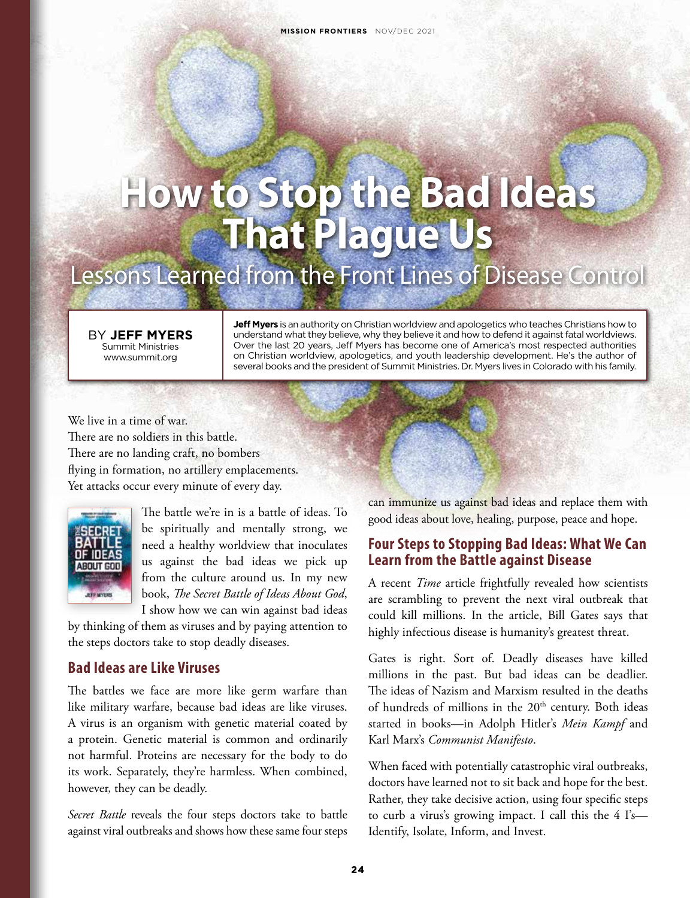# How to Stop the Bad Ideas That Plague Us

## Lessons Learned from the Front Lines of Disease Control

BY **JEFF MYERS**
Summit Ministries
www.summit.org

**Jeff Myers** is an authority on Christian worldview and apologetics who teaches Christians how to understand what they believe, why they believe it and how to defend it against fatal worldviews. Over the last 20 years, Jeff Myers has become one of America's most respected authorities on Christian worldview, apologetics, and youth leadership development. He's the author of several books and the president of Summit Ministries. Dr. Myers lives in Colorado with his family.

We live in a time of war.
There are no soldiers in this battle.
There are no landing craft, no bombers
flying in formation, no artillery emplacements.
Yet attacks occur every minute of every day.

The battle we're in is a battle of ideas. To be spiritually and mentally strong, we need a healthy worldview that inoculates us against the bad ideas we pick up from the culture around us. In my new book, *The Secret Battle of Ideas About God*, I show how we can win against bad ideas by thinking of them as viruses and by paying attention to the steps doctors take to stop deadly diseases.

### Bad Ideas are Like Viruses

The battles we face are more like germ warfare than like military warfare, because bad ideas are like viruses. A virus is an organism with genetic material coated by a protein. Genetic material is common and ordinarily not harmful. Proteins are necessary for the body to do its work. Separately, they're harmless. When combined, however, they can be deadly.

*Secret Battle* reveals the four steps doctors take to battle against viral outbreaks and shows how these same four steps can immunize us against bad ideas and replace them with good ideas about love, healing, purpose, peace and hope.

### Four Steps to Stopping Bad Ideas: What We Can Learn from the Battle against Disease

A recent *Time* article frightfully revealed how scientists are scrambling to prevent the next viral outbreak that could kill millions. In the article, Bill Gates says that highly infectious disease is humanity's greatest threat.

Gates is right. Sort of. Deadly diseases have killed millions in the past. But bad ideas can be deadlier. The ideas of Nazism and Marxism resulted in the deaths of hundreds of millions in the 20th century. Both ideas started in books—in Adolph Hitler's *Mein Kampf* and Karl Marx's *Communist Manifesto*.

When faced with potentially catastrophic viral outbreaks, doctors have learned not to sit back and hope for the best. Rather, they take decisive action, using four specific steps to curb a virus's growing impact. I call this the 4 I's—Identify, Isolate, Inform, and Invest.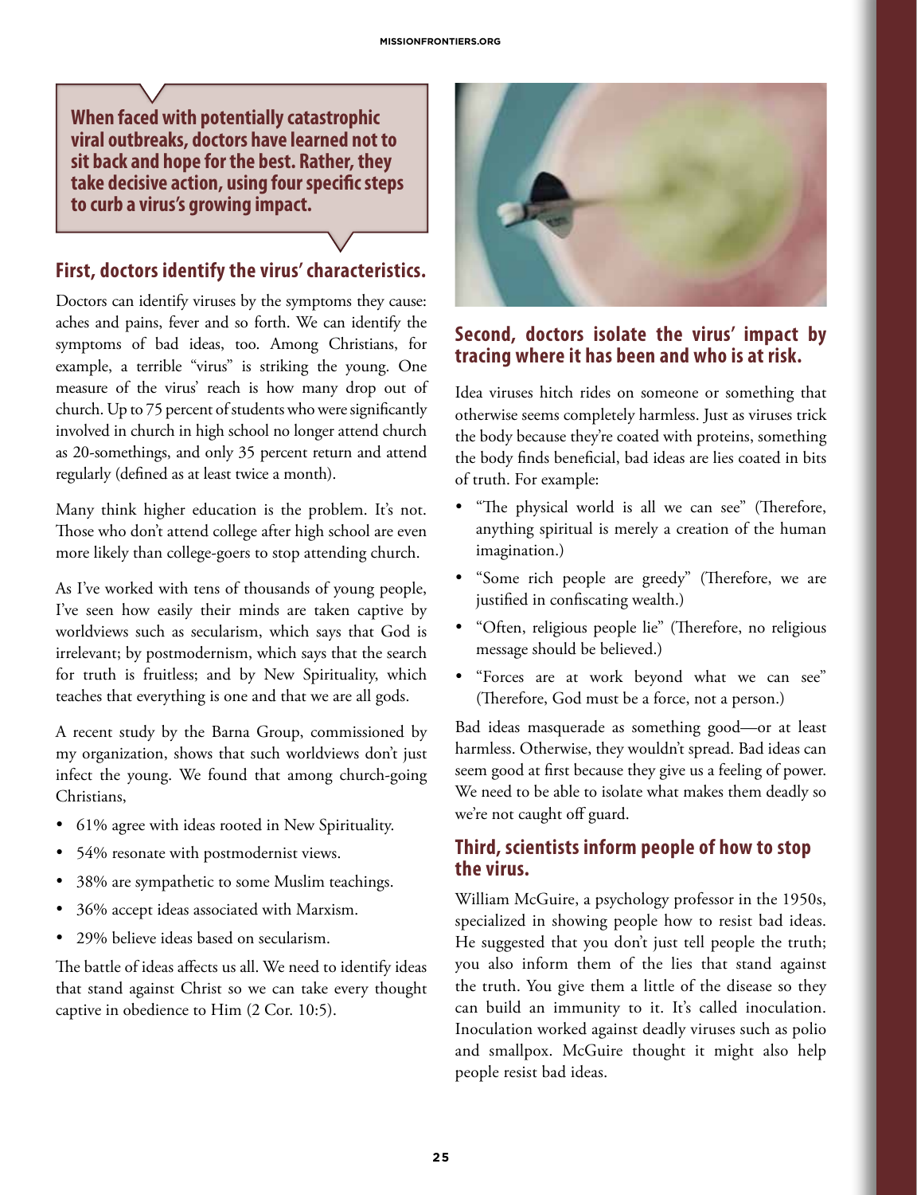**When faced with potentially catastrophic viral outbreaks, doctors have learned not to sit back and hope for the best. Rather, they take decisive action, using four specific steps to curb a virus's growing impact.**

## First, doctors identify the virus' characteristics.

Doctors can identify viruses by the symptoms they cause: aches and pains, fever and so forth. We can identify the symptoms of bad ideas, too. Among Christians, for example, a terrible "virus" is striking the young. One measure of the virus' reach is how many drop out of church. Up to 75 percent of students who were significantly involved in church in high school no longer attend church as 20-somethings, and only 35 percent return and attend regularly (defined as at least twice a month).

Many think higher education is the problem. It's not. Those who don't attend college after high school are even more likely than college-goers to stop attending church.

As I've worked with tens of thousands of young people, I've seen how easily their minds are taken captive by worldviews such as secularism, which says that God is irrelevant; by postmodernism, which says that the search for truth is fruitless; and by New Spirituality, which teaches that everything is one and that we are all gods.

A recent study by the Barna Group, commissioned by my organization, shows that such worldviews don't just infect the young. We found that among church-going Christians,

- 61% agree with ideas rooted in New Spirituality.
- 54% resonate with postmodernist views.
- 38% are sympathetic to some Muslim teachings.
- 36% accept ideas associated with Marxism.
- 29% believe ideas based on secularism.

The battle of ideas affects us all. We need to identify ideas that stand against Christ so we can take every thought captive in obedience to Him (2 Cor. 10:5).

## Second, doctors isolate the virus' impact by tracing where it has been and who is at risk.

Idea viruses hitch rides on someone or something that otherwise seems completely harmless. Just as viruses trick the body because they're coated with proteins, something the body finds beneficial, bad ideas are lies coated in bits of truth. For example:

- "The physical world is all we can see" (Therefore, anything spiritual is merely a creation of the human imagination.)
- "Some rich people are greedy" (Therefore, we are justified in confiscating wealth.)
- "Often, religious people lie" (Therefore, no religious message should be believed.)
- "Forces are at work beyond what we can see" (Therefore, God must be a force, not a person.)

Bad ideas masquerade as something good—or at least harmless. Otherwise, they wouldn't spread. Bad ideas can seem good at first because they give us a feeling of power. We need to be able to isolate what makes them deadly so we're not caught off guard.

## Third, scientists inform people of how to stop the virus.

William McGuire, a psychology professor in the 1950s, specialized in showing people how to resist bad ideas. He suggested that you don't just tell people the truth; you also inform them of the lies that stand against the truth. You give them a little of the disease so they can build an immunity to it. It's called inoculation. Inoculation worked against deadly viruses such as polio and smallpox. McGuire thought it might also help people resist bad ideas.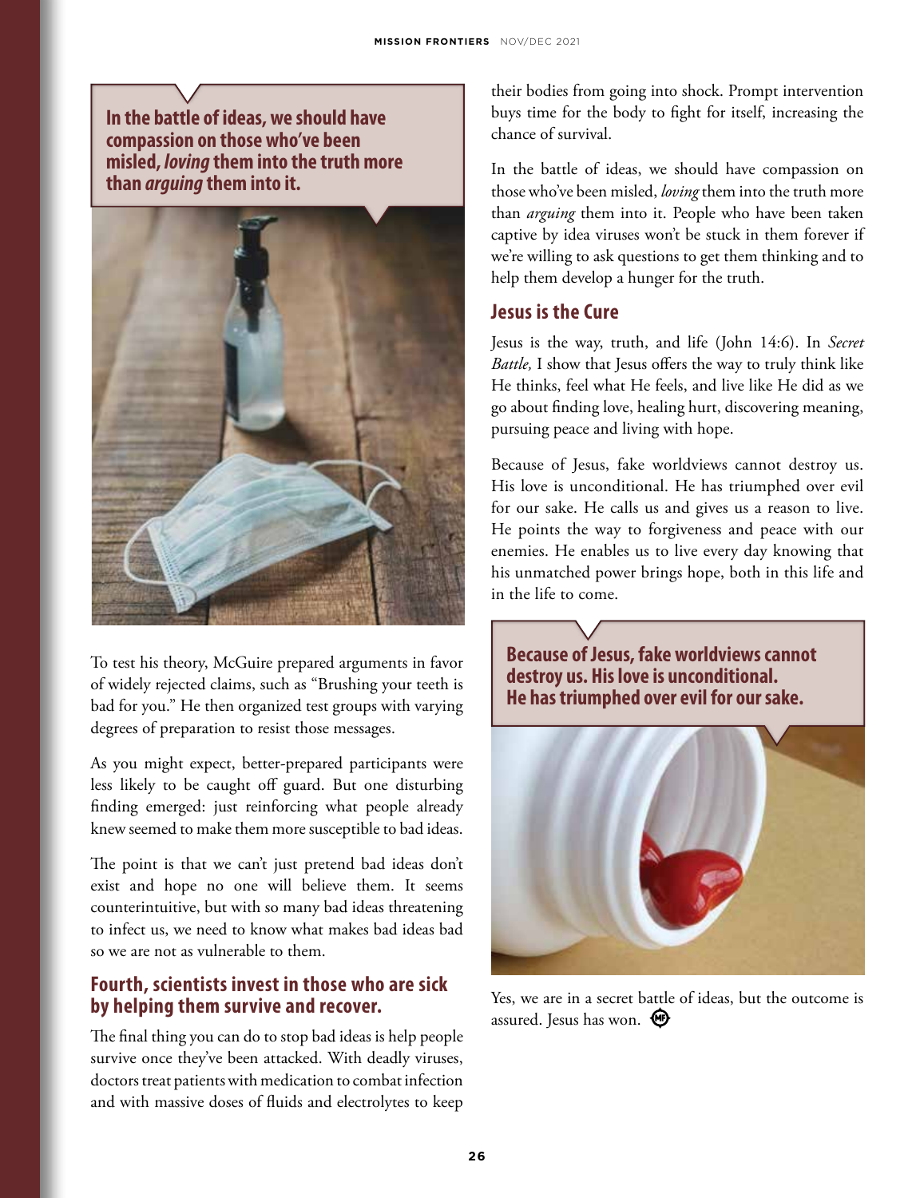> **In the battle of ideas, we should have compassion on those who've been misled, *loving* them into the truth more than *arguing* them into it.**

To test his theory, McGuire prepared arguments in favor of widely rejected claims, such as "Brushing your teeth is bad for you." He then organized test groups with varying degrees of preparation to resist those messages.

As you might expect, better-prepared participants were less likely to be caught off guard. But one disturbing finding emerged: just reinforcing what people already knew seemed to make them more susceptible to bad ideas.

The point is that we can't just pretend bad ideas don't exist and hope no one will believe them. It seems counterintuitive, but with so many bad ideas threatening to infect us, we need to know what makes bad ideas bad so we are not as vulnerable to them.

## Fourth, scientists invest in those who are sick by helping them survive and recover.

The final thing you can do to stop bad ideas is help people survive once they've been attacked. With deadly viruses, doctors treat patients with medication to combat infection and with massive doses of fluids and electrolytes to keep their bodies from going into shock. Prompt intervention buys time for the body to fight for itself, increasing the chance of survival.

In the battle of ideas, we should have compassion on those who've been misled, *loving* them into the truth more than *arguing* them into it. People who have been taken captive by idea viruses won't be stuck in them forever if we're willing to ask questions to get them thinking and to help them develop a hunger for the truth.

## Jesus is the Cure

Jesus is the way, truth, and life (John 14:6). In *Secret Battle,* I show that Jesus offers the way to truly think like He thinks, feel what He feels, and live like He did as we go about finding love, healing hurt, discovering meaning, pursuing peace and living with hope.

Because of Jesus, fake worldviews cannot destroy us. His love is unconditional. He has triumphed over evil for our sake. He calls us and gives us a reason to live. He points the way to forgiveness and peace with our enemies. He enables us to live every day knowing that his unmatched power brings hope, both in this life and in the life to come.

> **Because of Jesus, fake worldviews cannot destroy us. His love is unconditional. He has triumphed over evil for our sake.**

Yes, we are in a secret battle of ideas, but the outcome is assured. Jesus has won.